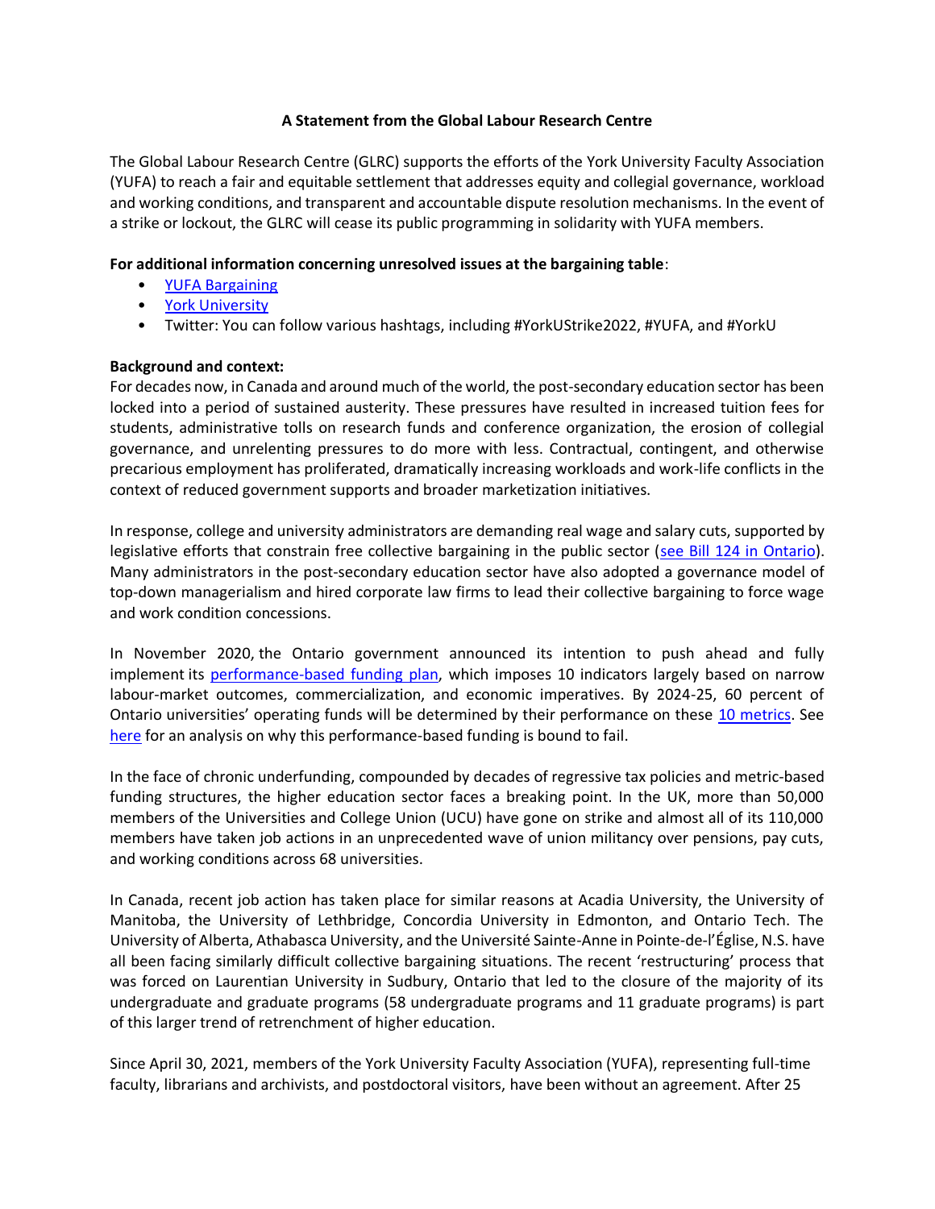**A Statement from the Global Labour Research Centre**

The Global Labour Research Centre (GLRC) supports the efforts of the York University Faculty Association (YUFA) to reach a fair and equitable settlement that addresses equity and collegial governance, workload and working conditions, and transparent and accountable dispute resolution mechanisms. In the event of a strike or lockout, the GLRC will cease its public programming in solidarity with YUFA members.

**For additional information concerning unresolved issues at the bargaining table**:

- YUFA Bargaining
- York University
- Twitter: You can follow various hashtags, including #YorkUStrike2022, #YUFA, and #YorkU

**Background and context:**

For decades now, in Canada and around much of the world, the post-secondary education sector has been locked into a period of sustained austerity. These pressures have resulted in increased tuition fees for students, administrative tolls on research funds and conference organization, the erosion of collegial governance, and unrelenting pressures to do more with less. Contractual, contingent, and otherwise precarious employment has proliferated, dramatically increasing workloads and work-life conflicts in the context of reduced government supports and broader marketization initiatives.

In response, college and university administrators are demanding real wage and salary cuts, supported by legislative efforts that constrain free collective bargaining in the public sector (see Bill 124 in Ontario). Many administrators in the post-secondary education sector have also adopted a governance model of top-down managerialism and hired corporate law firms to lead their collective bargaining to force wage and work condition concessions.

In November 2020, the Ontario government announced its intention to push ahead and fully implement its performance-based funding plan, which imposes 10 indicators largely based on narrow labour-market outcomes, commercialization, and economic imperatives. By 2024-25, 60 percent of Ontario universities' operating funds will be determined by their performance on these 10 metrics. See here for an analysis on why this performance-based funding is bound to fail.

In the face of chronic underfunding, compounded by decades of regressive tax policies and metric-based funding structures, the higher education sector faces a breaking point. In the UK, more than 50,000 members of the Universities and College Union (UCU) have gone on strike and almost all of its 110,000 members have taken job actions in an unprecedented wave of union militancy over pensions, pay cuts, and working conditions across 68 universities.

In Canada, recent job action has taken place for similar reasons at Acadia University, the University of Manitoba, the University of Lethbridge, Concordia University in Edmonton, and Ontario Tech. The University of Alberta, Athabasca University, and the Université Sainte-Anne in Pointe-de-l'Église, N.S. have all been facing similarly difficult collective bargaining situations. The recent 'restructuring' process that was forced on Laurentian University in Sudbury, Ontario that led to the closure of the majority of its undergraduate and graduate programs (58 undergraduate programs and 11 graduate programs) is part of this larger trend of retrenchment of higher education.

Since April 30, 2021, members of the York University Faculty Association (YUFA), representing full-time faculty, librarians and archivists, and postdoctoral visitors, have been without an agreement. After 25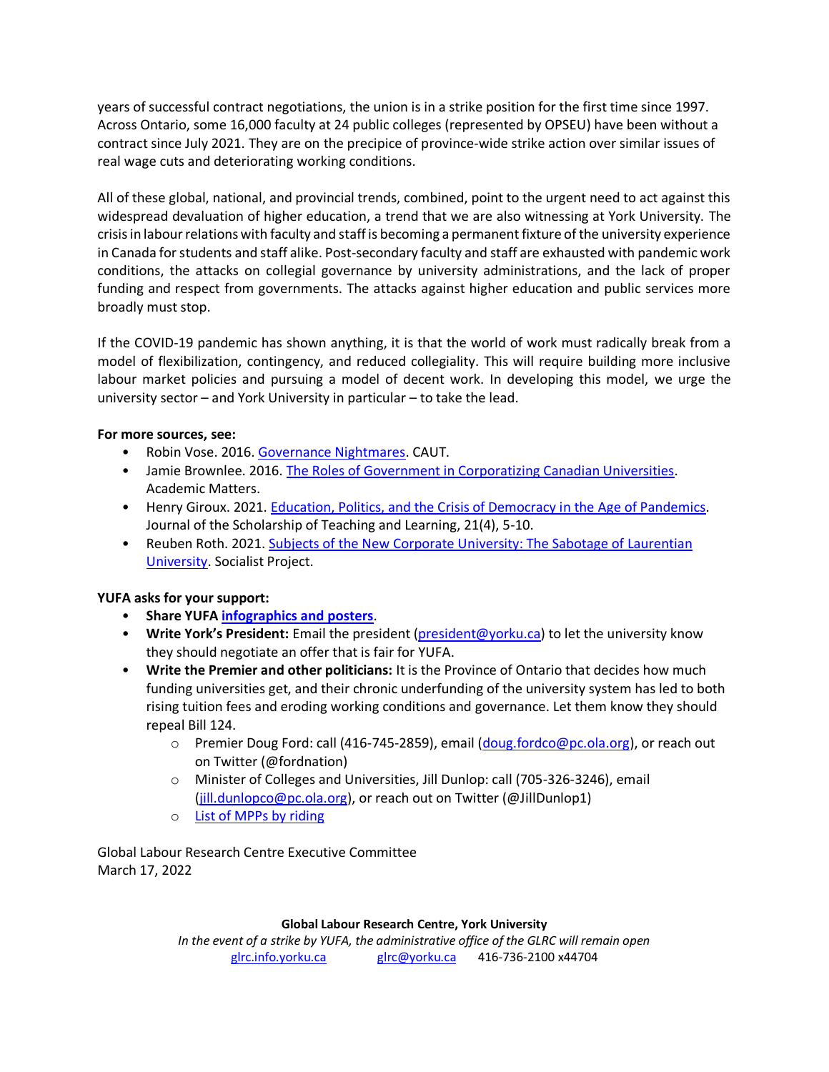years of successful contract negotiations, the union is in a strike position for the first time since 1997. Across Ontario, some 16,000 faculty at 24 public colleges (represented by OPSEU) have been without a contract since July 2021. They are on the precipice of province-wide strike action over similar issues of real wage cuts and deteriorating working conditions.

All of these global, national, and provincial trends, combined, point to the urgent need to act against this widespread devaluation of higher education, a trend that we are also witnessing at York University. The crisis in labour relations with faculty and staff is becoming a permanent fixture of the university experience in Canada for students and staff alike. Post-secondary faculty and staff are exhausted with pandemic work conditions, the attacks on collegial governance by university administrations, and the lack of proper funding and respect from governments. The attacks against higher education and public services more broadly must stop.

If the COVID-19 pandemic has shown anything, it is that the world of work must radically break from a model of flexibilization, contingency, and reduced collegiality. This will require building more inclusive labour market policies and pursuing a model of decent work. In developing this model, we urge the university sector – and York University in particular – to take the lead.

**For more sources, see:**

- Robin Vose. 2016. Governance Nightmares. CAUT.
- Jamie Brownlee. 2016. The Roles of Government in Corporatizing Canadian Universities. Academic Matters.
- Henry Giroux. 2021. Education, Politics, and the Crisis of Democracy in the Age of Pandemics. Journal of the Scholarship of Teaching and Learning, 21(4), 5-10.
- Reuben Roth. 2021. Subjects of the New Corporate University: The Sabotage of Laurentian University. Socialist Project.

**YUFA asks for your support:**

- **Share YUFA infographics and posters**.
- **Write York's President:** Email the president (president@yorku.ca) to let the university know they should negotiate an offer that is fair for YUFA.
- **Write the Premier and other politicians:** It is the Province of Ontario that decides how much funding universities get, and their chronic underfunding of the university system has led to both rising tuition fees and eroding working conditions and governance. Let them know they should repeal Bill 124.
  - Premier Doug Ford: call (416-745-2859), email (doug.fordco@pc.ola.org), or reach out on Twitter (@fordnation)
  - Minister of Colleges and Universities, Jill Dunlop: call (705-326-3246), email (jill.dunlopco@pc.ola.org), or reach out on Twitter (@JillDunlop1)
  - List of MPPs by riding

Global Labour Research Centre Executive Committee
March 17, 2022

**Global Labour Research Centre, York University**

*In the event of a strike by YUFA, the administrative office of the GLRC will remain open*

glrc.info.yorku.ca glrc@yorku.ca 416-736-2100 x44704